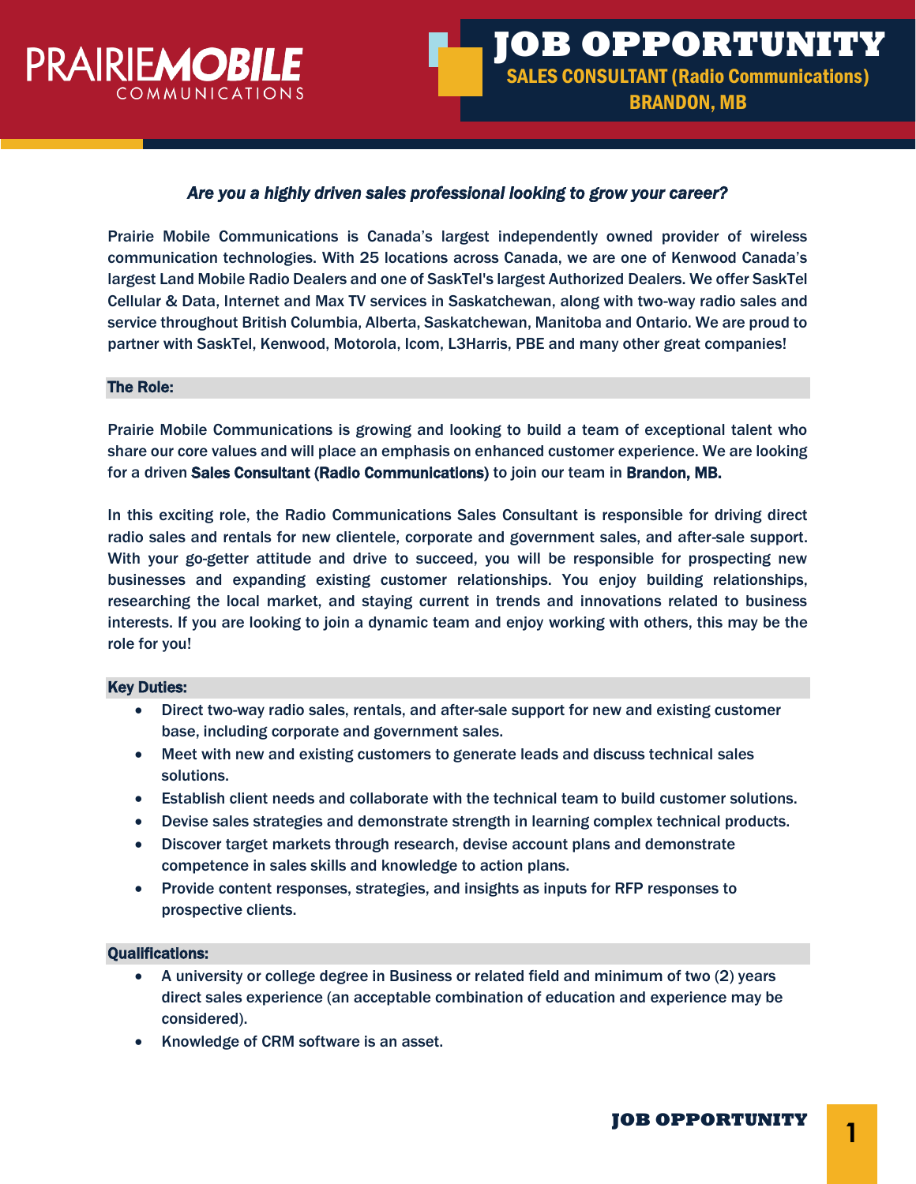PRAIRIEMOBILE COMMUNICATIONS

# JOB OPPORTUNITY

## SALES CONSULTANT (Radio Communications)

## BRANDON, MB

***Are you a highly driven sales professional looking to grow your career?***

Prairie Mobile Communications is Canada's largest independently owned provider of wireless communication technologies. With 25 locations across Canada, we are one of Kenwood Canada's largest Land Mobile Radio Dealers and one of SaskTel's largest Authorized Dealers. We offer SaskTel Cellular & Data, Internet and Max TV services in Saskatchewan, along with two-way radio sales and service throughout British Columbia, Alberta, Saskatchewan, Manitoba and Ontario. We are proud to partner with SaskTel, Kenwood, Motorola, Icom, L3Harris, PBE and many other great companies!

### The Role:

Prairie Mobile Communications is growing and looking to build a team of exceptional talent who share our core values and will place an emphasis on enhanced customer experience. We are looking for a driven **Sales Consultant (Radio Communications)** to join our team in **Brandon, MB.**

In this exciting role, the Radio Communications Sales Consultant is responsible for driving direct radio sales and rentals for new clientele, corporate and government sales, and after-sale support. With your go-getter attitude and drive to succeed, you will be responsible for prospecting new businesses and expanding existing customer relationships. You enjoy building relationships, researching the local market, and staying current in trends and innovations related to business interests. If you are looking to join a dynamic team and enjoy working with others, this may be the role for you!

### Key Duties:

- Direct two-way radio sales, rentals, and after-sale support for new and existing customer base, including corporate and government sales.
- Meet with new and existing customers to generate leads and discuss technical sales solutions.
- Establish client needs and collaborate with the technical team to build customer solutions.
- Devise sales strategies and demonstrate strength in learning complex technical products.
- Discover target markets through research, devise account plans and demonstrate competence in sales skills and knowledge to action plans.
- Provide content responses, strategies, and insights as inputs for RFP responses to prospective clients.

### Qualifications:

- A university or college degree in Business or related field and minimum of two (2) years direct sales experience (an acceptable combination of education and experience may be considered).
- Knowledge of CRM software is an asset.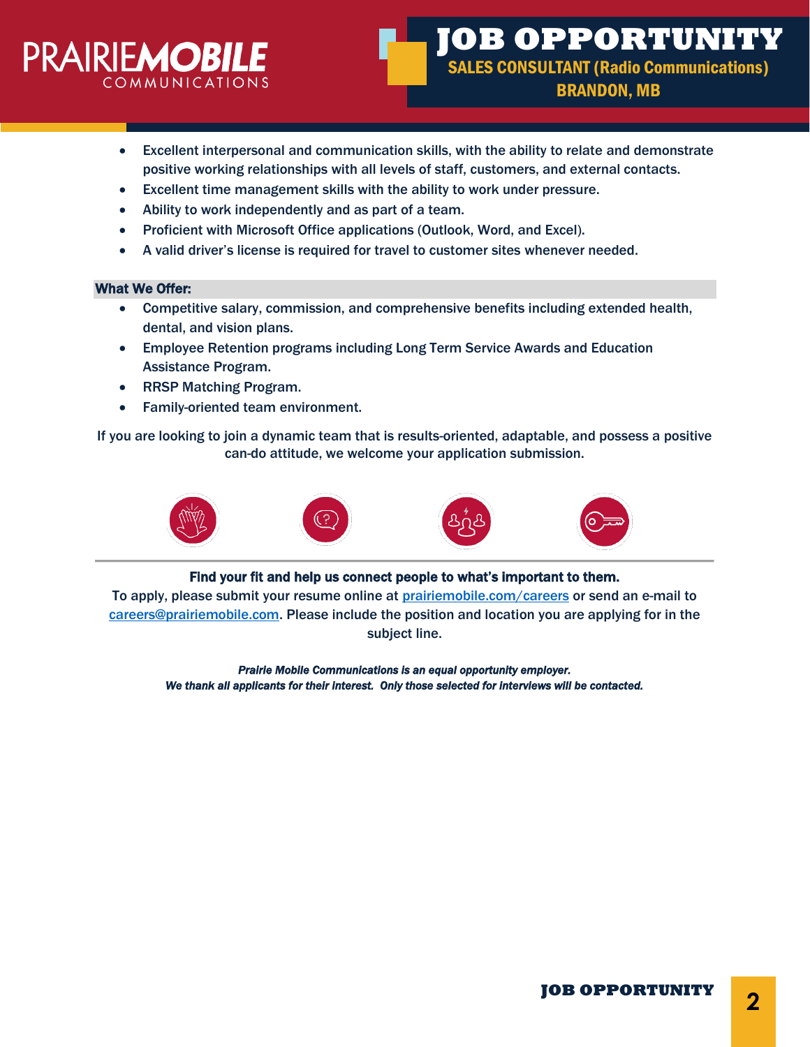- Excellent interpersonal and communication skills, with the ability to relate and demonstrate positive working relationships with all levels of staff, customers, and external contacts.
- Excellent time management skills with the ability to work under pressure.
- Ability to work independently and as part of a team.
- Proficient with Microsoft Office applications (Outlook, Word, and Excel).
- A valid driver's license is required for travel to customer sites whenever needed.

**What We Offer:**

- Competitive salary, commission, and comprehensive benefits including extended health, dental, and vision plans.
- Employee Retention programs including Long Term Service Awards and Education Assistance Program.
- RRSP Matching Program.
- Family-oriented team environment.

If you are looking to join a dynamic team that is results-oriented, adaptable, and possess a positive can-do attitude, we welcome your application submission.

**Find your fit and help us connect people to what's important to them.**

To apply, please submit your resume online at [prairiemobile.com/careers](prairiemobile.com/careers) or send an e-mail to [careers@prairiemobile.com](mailto:careers@prairiemobile.com). Please include the position and location you are applying for in the subject line.

***Prairie Mobile Communications is an equal opportunity employer.***
***We thank all applicants for their interest. Only those selected for interviews will be contacted.***